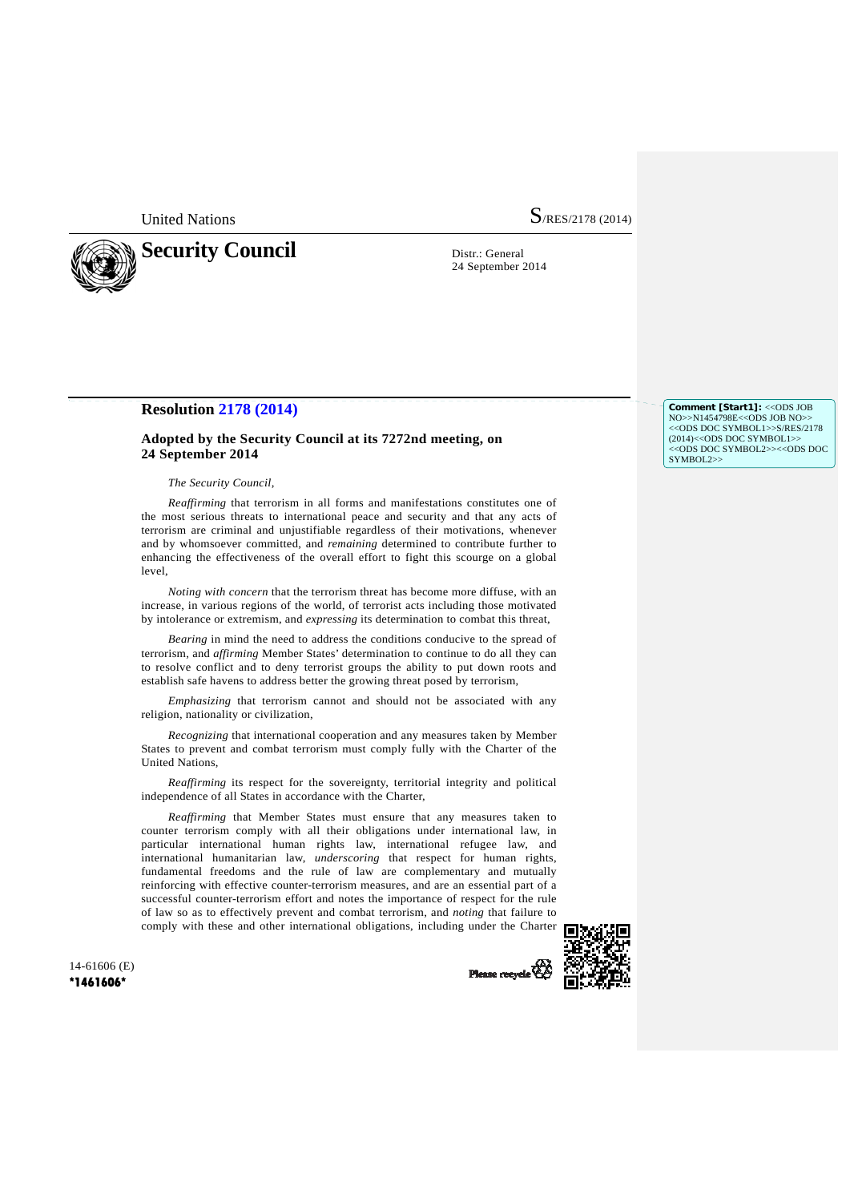United Nations

S/RES/2178 (2014)

# Security Council

Distr.: General
24 September 2014

## Resolution 2178 (2014)

### Adopted by the Security Council at its 7272nd meeting, on 24 September 2014

*The Security Council*,

*Reaffirming* that terrorism in all forms and manifestations constitutes one of the most serious threats to international peace and security and that any acts of terrorism are criminal and unjustifiable regardless of their motivations, whenever and by whomsoever committed, and *remaining* determined to contribute further to enhancing the effectiveness of the overall effort to fight this scourge on a global level,

*Noting with concern* that the terrorism threat has become more diffuse, with an increase, in various regions of the world, of terrorist acts including those motivated by intolerance or extremism, and *expressing* its determination to combat this threat,

*Bearing* in mind the need to address the conditions conducive to the spread of terrorism, and *affirming* Member States' determination to continue to do all they can to resolve conflict and to deny terrorist groups the ability to put down roots and establish safe havens to address better the growing threat posed by terrorism,

*Emphasizing* that terrorism cannot and should not be associated with any religion, nationality or civilization,

*Recognizing* that international cooperation and any measures taken by Member States to prevent and combat terrorism must comply fully with the Charter of the United Nations,

*Reaffirming* its respect for the sovereignty, territorial integrity and political independence of all States in accordance with the Charter,

*Reaffirming* that Member States must ensure that any measures taken to counter terrorism comply with all their obligations under international law, in particular international human rights law, international refugee law, and international humanitarian law, *underscoring* that respect for human rights, fundamental freedoms and the rule of law are complementary and mutually reinforcing with effective counter-terrorism measures, and are an essential part of a successful counter-terrorism effort and notes the importance of respect for the rule of law so as to effectively prevent and combat terrorism, and *noting* that failure to comply with these and other international obligations, including under the Charter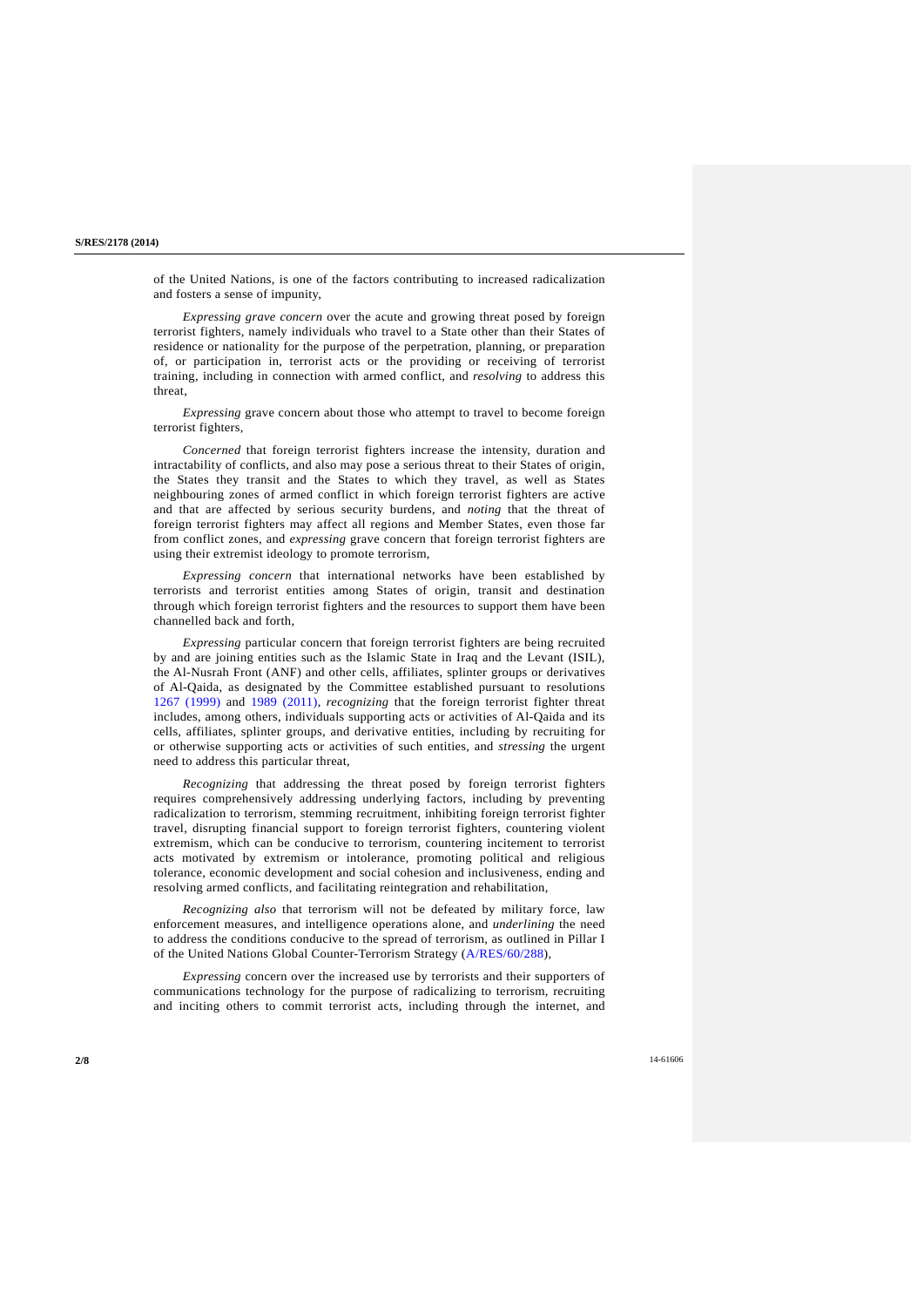of the United Nations, is one of the factors contributing to increased radicalization and fosters a sense of impunity,

*Expressing grave concern* over the acute and growing threat posed by foreign terrorist fighters, namely individuals who travel to a State other than their States of residence or nationality for the purpose of the perpetration, planning, or preparation of, or participation in, terrorist acts or the providing or receiving of terrorist training, including in connection with armed conflict, and *resolving* to address this threat,

*Expressing* grave concern about those who attempt to travel to become foreign terrorist fighters,

*Concerned* that foreign terrorist fighters increase the intensity, duration and intractability of conflicts, and also may pose a serious threat to their States of origin, the States they transit and the States to which they travel, as well as States neighbouring zones of armed conflict in which foreign terrorist fighters are active and that are affected by serious security burdens, and *noting* that the threat of foreign terrorist fighters may affect all regions and Member States, even those far from conflict zones, and *expressing* grave concern that foreign terrorist fighters are using their extremist ideology to promote terrorism,

*Expressing concern* that international networks have been established by terrorists and terrorist entities among States of origin, transit and destination through which foreign terrorist fighters and the resources to support them have been channelled back and forth,

*Expressing* particular concern that foreign terrorist fighters are being recruited by and are joining entities such as the Islamic State in Iraq and the Levant (ISIL), the Al-Nusrah Front (ANF) and other cells, affiliates, splinter groups or derivatives of Al-Qaida, as designated by the Committee established pursuant to resolutions 1267 (1999) and 1989 (2011), *recognizing* that the foreign terrorist fighter threat includes, among others, individuals supporting acts or activities of Al-Qaida and its cells, affiliates, splinter groups, and derivative entities, including by recruiting for or otherwise supporting acts or activities of such entities, and *stressing* the urgent need to address this particular threat,

*Recognizing* that addressing the threat posed by foreign terrorist fighters requires comprehensively addressing underlying factors, including by preventing radicalization to terrorism, stemming recruitment, inhibiting foreign terrorist fighter travel, disrupting financial support to foreign terrorist fighters, countering violent extremism, which can be conducive to terrorism, countering incitement to terrorist acts motivated by extremism or intolerance, promoting political and religious tolerance, economic development and social cohesion and inclusiveness, ending and resolving armed conflicts, and facilitating reintegration and rehabilitation,

*Recognizing also* that terrorism will not be defeated by military force, law enforcement measures, and intelligence operations alone, and *underlining* the need to address the conditions conducive to the spread of terrorism, as outlined in Pillar I of the United Nations Global Counter-Terrorism Strategy (A/RES/60/288),

*Expressing* concern over the increased use by terrorists and their supporters of communications technology for the purpose of radicalizing to terrorism, recruiting and inciting others to commit terrorist acts, including through the internet, and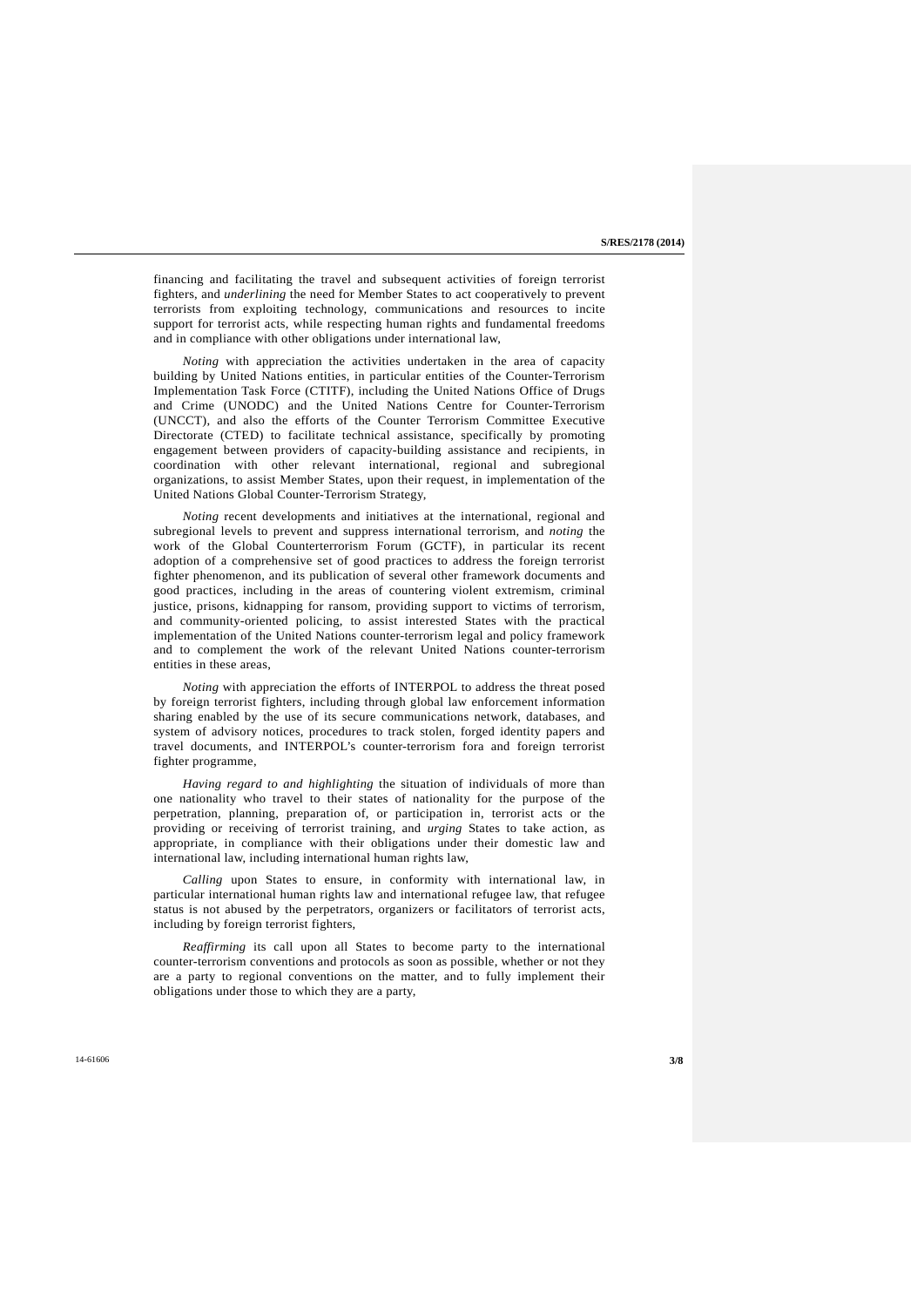financing and facilitating the travel and subsequent activities of foreign terrorist fighters, and *underlining* the need for Member States to act cooperatively to prevent terrorists from exploiting technology, communications and resources to incite support for terrorist acts, while respecting human rights and fundamental freedoms and in compliance with other obligations under international law,

*Noting* with appreciation the activities undertaken in the area of capacity building by United Nations entities, in particular entities of the Counter-Terrorism Implementation Task Force (CTITF), including the United Nations Office of Drugs and Crime (UNODC) and the United Nations Centre for Counter-Terrorism (UNCCT), and also the efforts of the Counter Terrorism Committee Executive Directorate (CTED) to facilitate technical assistance, specifically by promoting engagement between providers of capacity-building assistance and recipients, in coordination with other relevant international, regional and subregional organizations, to assist Member States, upon their request, in implementation of the United Nations Global Counter-Terrorism Strategy,

*Noting* recent developments and initiatives at the international, regional and subregional levels to prevent and suppress international terrorism, and *noting* the work of the Global Counterterrorism Forum (GCTF), in particular its recent adoption of a comprehensive set of good practices to address the foreign terrorist fighter phenomenon, and its publication of several other framework documents and good practices, including in the areas of countering violent extremism, criminal justice, prisons, kidnapping for ransom, providing support to victims of terrorism, and community-oriented policing, to assist interested States with the practical implementation of the United Nations counter-terrorism legal and policy framework and to complement the work of the relevant United Nations counter-terrorism entities in these areas,

*Noting* with appreciation the efforts of INTERPOL to address the threat posed by foreign terrorist fighters, including through global law enforcement information sharing enabled by the use of its secure communications network, databases, and system of advisory notices, procedures to track stolen, forged identity papers and travel documents, and INTERPOL's counter-terrorism fora and foreign terrorist fighter programme,

*Having regard to and highlighting* the situation of individuals of more than one nationality who travel to their states of nationality for the purpose of the perpetration, planning, preparation of, or participation in, terrorist acts or the providing or receiving of terrorist training, and *urging* States to take action, as appropriate, in compliance with their obligations under their domestic law and international law, including international human rights law,

*Calling* upon States to ensure, in conformity with international law, in particular international human rights law and international refugee law, that refugee status is not abused by the perpetrators, organizers or facilitators of terrorist acts, including by foreign terrorist fighters,

*Reaffirming* its call upon all States to become party to the international counter-terrorism conventions and protocols as soon as possible, whether or not they are a party to regional conventions on the matter, and to fully implement their obligations under those to which they are a party,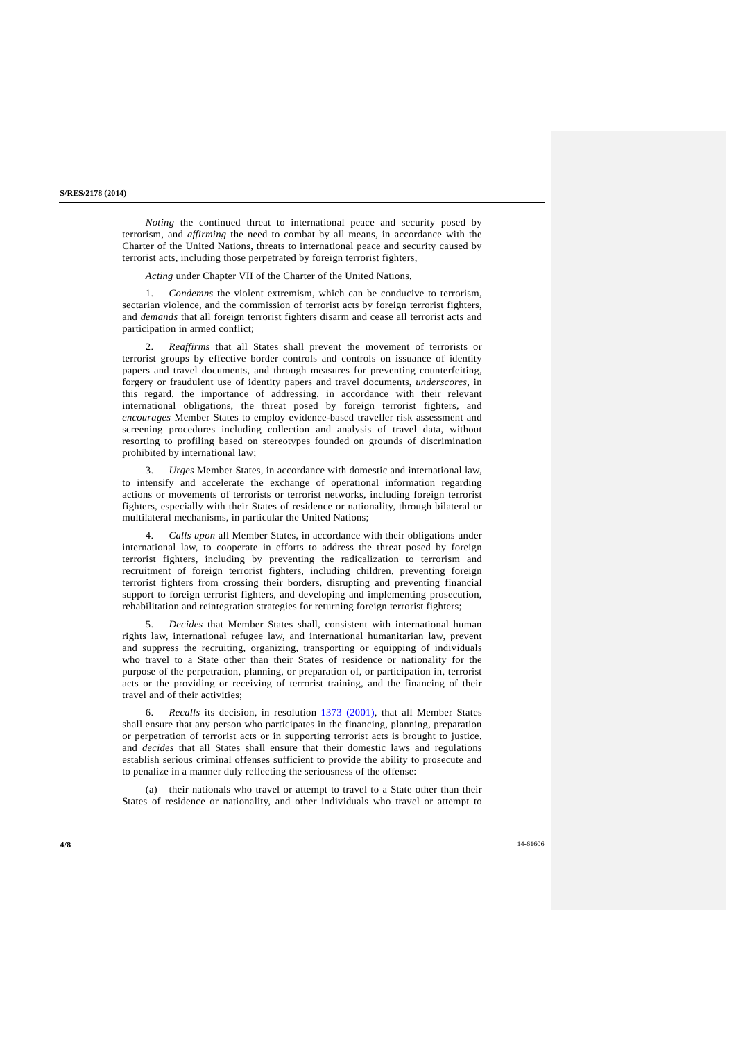*Noting* the continued threat to international peace and security posed by terrorism, and *affirming* the need to combat by all means, in accordance with the Charter of the United Nations, threats to international peace and security caused by terrorist acts, including those perpetrated by foreign terrorist fighters,

*Acting* under Chapter VII of the Charter of the United Nations,

1. *Condemns* the violent extremism, which can be conducive to terrorism, sectarian violence, and the commission of terrorist acts by foreign terrorist fighters, and *demands* that all foreign terrorist fighters disarm and cease all terrorist acts and participation in armed conflict;

2. *Reaffirms* that all States shall prevent the movement of terrorists or terrorist groups by effective border controls and controls on issuance of identity papers and travel documents, and through measures for preventing counterfeiting, forgery or fraudulent use of identity papers and travel documents, *underscores*, in this regard, the importance of addressing, in accordance with their relevant international obligations, the threat posed by foreign terrorist fighters, and *encourages* Member States to employ evidence-based traveller risk assessment and screening procedures including collection and analysis of travel data, without resorting to profiling based on stereotypes founded on grounds of discrimination prohibited by international law;

3. *Urges* Member States, in accordance with domestic and international law, to intensify and accelerate the exchange of operational information regarding actions or movements of terrorists or terrorist networks, including foreign terrorist fighters, especially with their States of residence or nationality, through bilateral or multilateral mechanisms, in particular the United Nations;

4. *Calls upon* all Member States, in accordance with their obligations under international law, to cooperate in efforts to address the threat posed by foreign terrorist fighters, including by preventing the radicalization to terrorism and recruitment of foreign terrorist fighters, including children, preventing foreign terrorist fighters from crossing their borders, disrupting and preventing financial support to foreign terrorist fighters, and developing and implementing prosecution, rehabilitation and reintegration strategies for returning foreign terrorist fighters;

5. *Decides* that Member States shall, consistent with international human rights law, international refugee law, and international humanitarian law, prevent and suppress the recruiting, organizing, transporting or equipping of individuals who travel to a State other than their States of residence or nationality for the purpose of the perpetration, planning, or preparation of, or participation in, terrorist acts or the providing or receiving of terrorist training, and the financing of their travel and of their activities;

6. *Recalls* its decision, in resolution 1373 (2001), that all Member States shall ensure that any person who participates in the financing, planning, preparation or perpetration of terrorist acts or in supporting terrorist acts is brought to justice, and *decides* that all States shall ensure that their domestic laws and regulations establish serious criminal offenses sufficient to provide the ability to prosecute and to penalize in a manner duly reflecting the seriousness of the offense:

(a) their nationals who travel or attempt to travel to a State other than their States of residence or nationality, and other individuals who travel or attempt to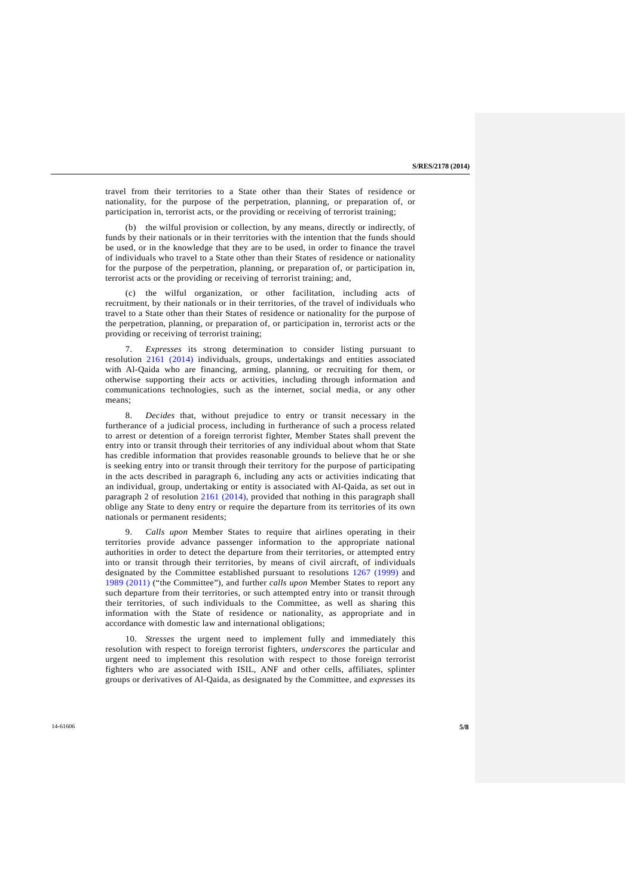travel from their territories to a State other than their States of residence or nationality, for the purpose of the perpetration, planning, or preparation of, or participation in, terrorist acts, or the providing or receiving of terrorist training;

(b) the wilful provision or collection, by any means, directly or indirectly, of funds by their nationals or in their territories with the intention that the funds should be used, or in the knowledge that they are to be used, in order to finance the travel of individuals who travel to a State other than their States of residence or nationality for the purpose of the perpetration, planning, or preparation of, or participation in, terrorist acts or the providing or receiving of terrorist training; and,

(c) the wilful organization, or other facilitation, including acts of recruitment, by their nationals or in their territories, of the travel of individuals who travel to a State other than their States of residence or nationality for the purpose of the perpetration, planning, or preparation of, or participation in, terrorist acts or the providing or receiving of terrorist training;

7. *Expresses* its strong determination to consider listing pursuant to resolution 2161 (2014) individuals, groups, undertakings and entities associated with Al-Qaida who are financing, arming, planning, or recruiting for them, or otherwise supporting their acts or activities, including through information and communications technologies, such as the internet, social media, or any other means;

8. *Decides* that, without prejudice to entry or transit necessary in the furtherance of a judicial process, including in furtherance of such a process related to arrest or detention of a foreign terrorist fighter, Member States shall prevent the entry into or transit through their territories of any individual about whom that State has credible information that provides reasonable grounds to believe that he or she is seeking entry into or transit through their territory for the purpose of participating in the acts described in paragraph 6, including any acts or activities indicating that an individual, group, undertaking or entity is associated with Al-Qaida, as set out in paragraph 2 of resolution 2161 (2014), provided that nothing in this paragraph shall oblige any State to deny entry or require the departure from its territories of its own nationals or permanent residents;

9. *Calls upon* Member States to require that airlines operating in their territories provide advance passenger information to the appropriate national authorities in order to detect the departure from their territories, or attempted entry into or transit through their territories, by means of civil aircraft, of individuals designated by the Committee established pursuant to resolutions 1267 (1999) and 1989 (2011) ("the Committee"), and further *calls upon* Member States to report any such departure from their territories, or such attempted entry into or transit through their territories, of such individuals to the Committee, as well as sharing this information with the State of residence or nationality, as appropriate and in accordance with domestic law and international obligations;

10. *Stresses* the urgent need to implement fully and immediately this resolution with respect to foreign terrorist fighters, *underscores* the particular and urgent need to implement this resolution with respect to those foreign terrorist fighters who are associated with ISIL, ANF and other cells, affiliates, splinter groups or derivatives of Al-Qaida, as designated by the Committee, and *expresses* its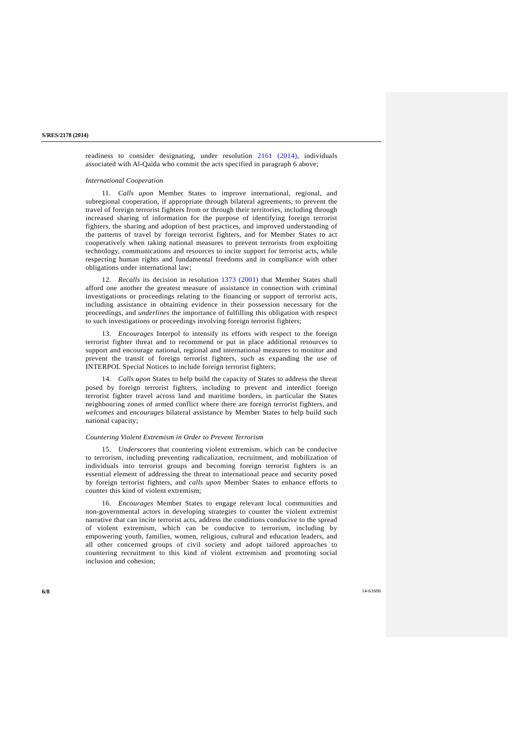readiness to consider designating, under resolution 2161 (2014), individuals associated with Al-Qaida who commit the acts specified in paragraph 6 above;

*International Cooperation*

11. *Calls upon* Member States to improve international, regional, and subregional cooperation, if appropriate through bilateral agreements, to prevent the travel of foreign terrorist fighters from or through their territories, including through increased sharing of information for the purpose of identifying foreign terrorist fighters, the sharing and adoption of best practices, and improved understanding of the patterns of travel by foreign terrorist fighters, and for Member States to act cooperatively when taking national measures to prevent terrorists from exploiting technology, communications and resources to incite support for terrorist acts, while respecting human rights and fundamental freedoms and in compliance with other obligations under international law;

12. *Recalls* its decision in resolution 1373 (2001) that Member States shall afford one another the greatest measure of assistance in connection with criminal investigations or proceedings relating to the financing or support of terrorist acts, including assistance in obtaining evidence in their possession necessary for the proceedings, and *underlines* the importance of fulfilling this obligation with respect to such investigations or proceedings involving foreign terrorist fighters;

13. *Encourages* Interpol to intensify its efforts with respect to the foreign terrorist fighter threat and to recommend or put in place additional resources to support and encourage national, regional and international measures to monitor and prevent the transit of foreign terrorist fighters, such as expanding the use of INTERPOL Special Notices to include foreign terrorist fighters;

14. *Calls upon* States to help build the capacity of States to address the threat posed by foreign terrorist fighters, including to prevent and interdict foreign terrorist fighter travel across land and maritime borders, in particular the States neighbouring zones of armed conflict where there are foreign terrorist fighters, and *welcomes* and *encourages* bilateral assistance by Member States to help build such national capacity;

*Countering Violent Extremism in Order to Prevent Terrorism*

15. *Underscores* that countering violent extremism, which can be conducive to terrorism, including preventing radicalization, recruitment, and mobilization of individuals into terrorist groups and becoming foreign terrorist fighters is an essential element of addressing the threat to international peace and security posed by foreign terrorist fighters, and *calls upon* Member States to enhance efforts to counter this kind of violent extremism;

16. *Encourages* Member States to engage relevant local communities and non-governmental actors in developing strategies to counter the violent extremist narrative that can incite terrorist acts, address the conditions conducive to the spread of violent extremism, which can be conducive to terrorism, including by empowering youth, families, women, religious, cultural and education leaders, and all other concerned groups of civil society and adopt tailored approaches to countering recruitment to this kind of violent extremism and promoting social inclusion and cohesion;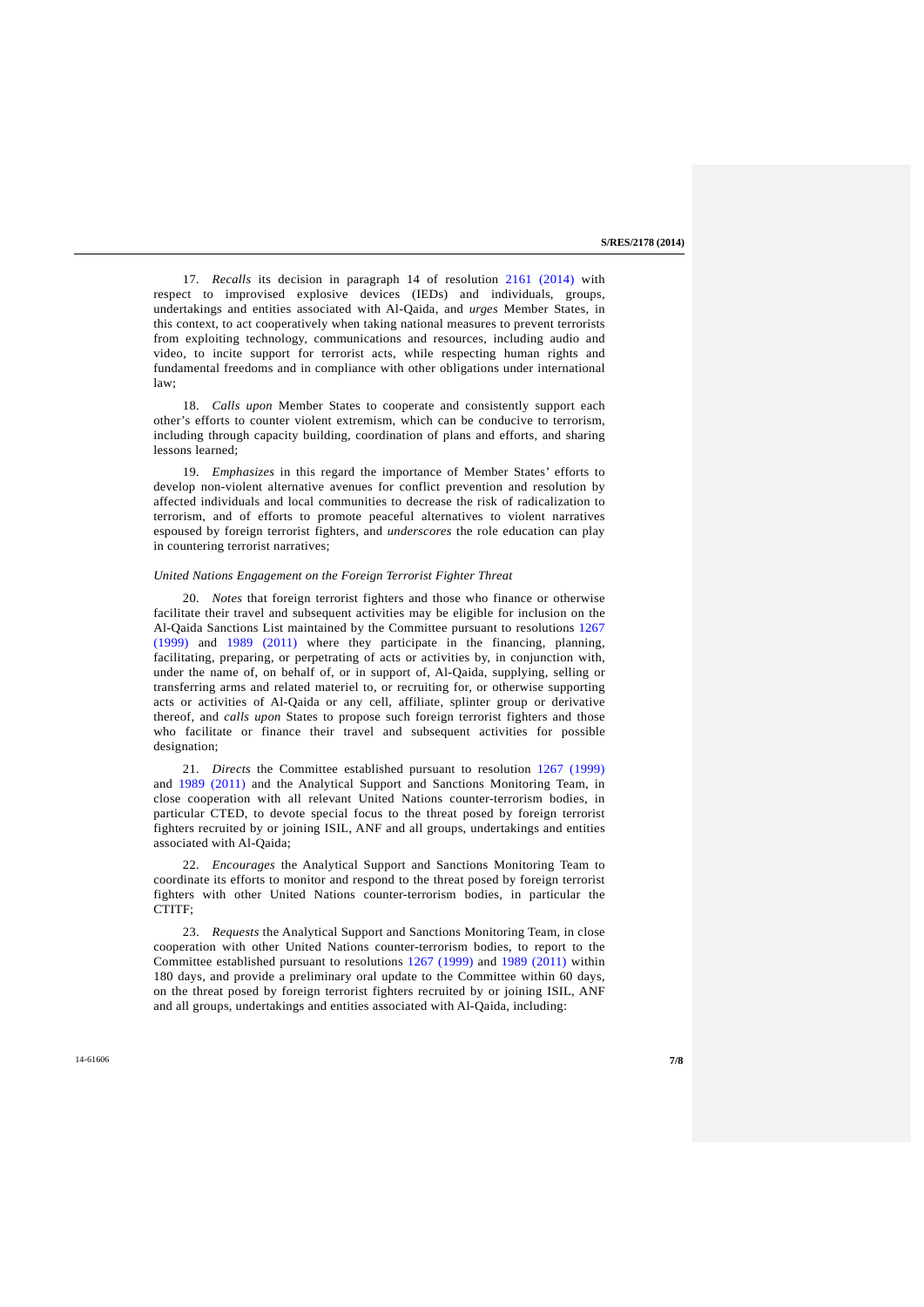17. *Recalls* its decision in paragraph 14 of resolution 2161 (2014) with respect to improvised explosive devices (IEDs) and individuals, groups, undertakings and entities associated with Al-Qaida, and *urges* Member States, in this context, to act cooperatively when taking national measures to prevent terrorists from exploiting technology, communications and resources, including audio and video, to incite support for terrorist acts, while respecting human rights and fundamental freedoms and in compliance with other obligations under international law;

18. *Calls upon* Member States to cooperate and consistently support each other's efforts to counter violent extremism, which can be conducive to terrorism, including through capacity building, coordination of plans and efforts, and sharing lessons learned;

19. *Emphasizes* in this regard the importance of Member States' efforts to develop non-violent alternative avenues for conflict prevention and resolution by affected individuals and local communities to decrease the risk of radicalization to terrorism, and of efforts to promote peaceful alternatives to violent narratives espoused by foreign terrorist fighters, and *underscores* the role education can play in countering terrorist narratives;

*United Nations Engagement on the Foreign Terrorist Fighter Threat*

20. *Notes* that foreign terrorist fighters and those who finance or otherwise facilitate their travel and subsequent activities may be eligible for inclusion on the Al-Qaida Sanctions List maintained by the Committee pursuant to resolutions 1267 (1999) and 1989 (2011) where they participate in the financing, planning, facilitating, preparing, or perpetrating of acts or activities by, in conjunction with, under the name of, on behalf of, or in support of, Al-Qaida, supplying, selling or transferring arms and related materiel to, or recruiting for, or otherwise supporting acts or activities of Al-Qaida or any cell, affiliate, splinter group or derivative thereof, and *calls upon* States to propose such foreign terrorist fighters and those who facilitate or finance their travel and subsequent activities for possible designation;

21. *Directs* the Committee established pursuant to resolution 1267 (1999) and 1989 (2011) and the Analytical Support and Sanctions Monitoring Team, in close cooperation with all relevant United Nations counter-terrorism bodies, in particular CTED, to devote special focus to the threat posed by foreign terrorist fighters recruited by or joining ISIL, ANF and all groups, undertakings and entities associated with Al-Qaida;

22. *Encourages* the Analytical Support and Sanctions Monitoring Team to coordinate its efforts to monitor and respond to the threat posed by foreign terrorist fighters with other United Nations counter-terrorism bodies, in particular the CTITF;

23. *Requests* the Analytical Support and Sanctions Monitoring Team, in close cooperation with other United Nations counter-terrorism bodies, to report to the Committee established pursuant to resolutions 1267 (1999) and 1989 (2011) within 180 days, and provide a preliminary oral update to the Committee within 60 days, on the threat posed by foreign terrorist fighters recruited by or joining ISIL, ANF and all groups, undertakings and entities associated with Al-Qaida, including: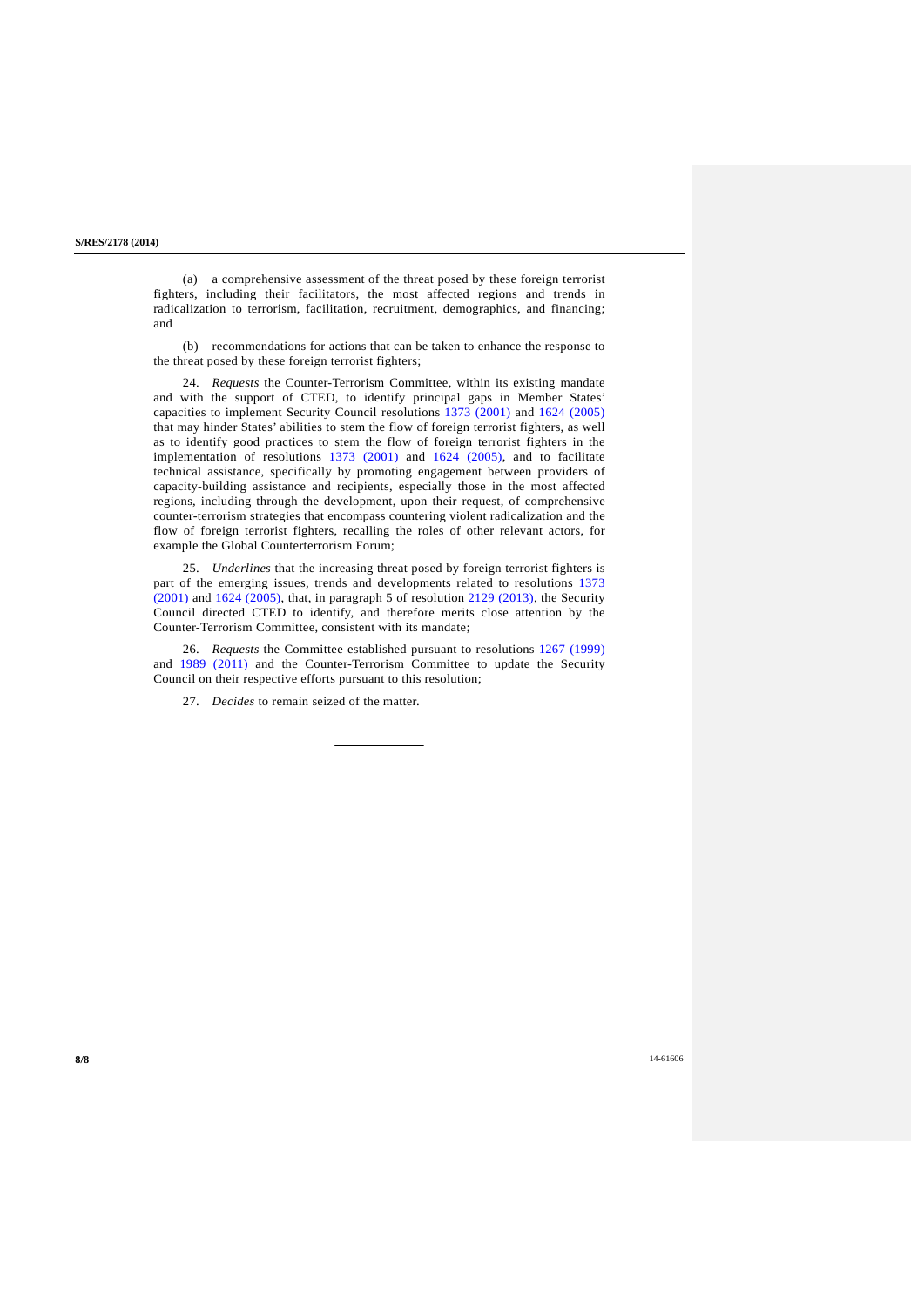(a) a comprehensive assessment of the threat posed by these foreign terrorist fighters, including their facilitators, the most affected regions and trends in radicalization to terrorism, facilitation, recruitment, demographics, and financing; and

(b) recommendations for actions that can be taken to enhance the response to the threat posed by these foreign terrorist fighters;

24. *Requests* the Counter-Terrorism Committee, within its existing mandate and with the support of CTED, to identify principal gaps in Member States' capacities to implement Security Council resolutions 1373 (2001) and 1624 (2005) that may hinder States' abilities to stem the flow of foreign terrorist fighters, as well as to identify good practices to stem the flow of foreign terrorist fighters in the implementation of resolutions 1373 (2001) and 1624 (2005), and to facilitate technical assistance, specifically by promoting engagement between providers of capacity-building assistance and recipients, especially those in the most affected regions, including through the development, upon their request, of comprehensive counter-terrorism strategies that encompass countering violent radicalization and the flow of foreign terrorist fighters, recalling the roles of other relevant actors, for example the Global Counterterrorism Forum;

25. *Underlines* that the increasing threat posed by foreign terrorist fighters is part of the emerging issues, trends and developments related to resolutions 1373 (2001) and 1624 (2005), that, in paragraph 5 of resolution 2129 (2013), the Security Council directed CTED to identify, and therefore merits close attention by the Counter-Terrorism Committee, consistent with its mandate;

26. *Requests* the Committee established pursuant to resolutions 1267 (1999) and 1989 (2011) and the Counter-Terrorism Committee to update the Security Council on their respective efforts pursuant to this resolution;

27. *Decides* to remain seized of the matter.

---